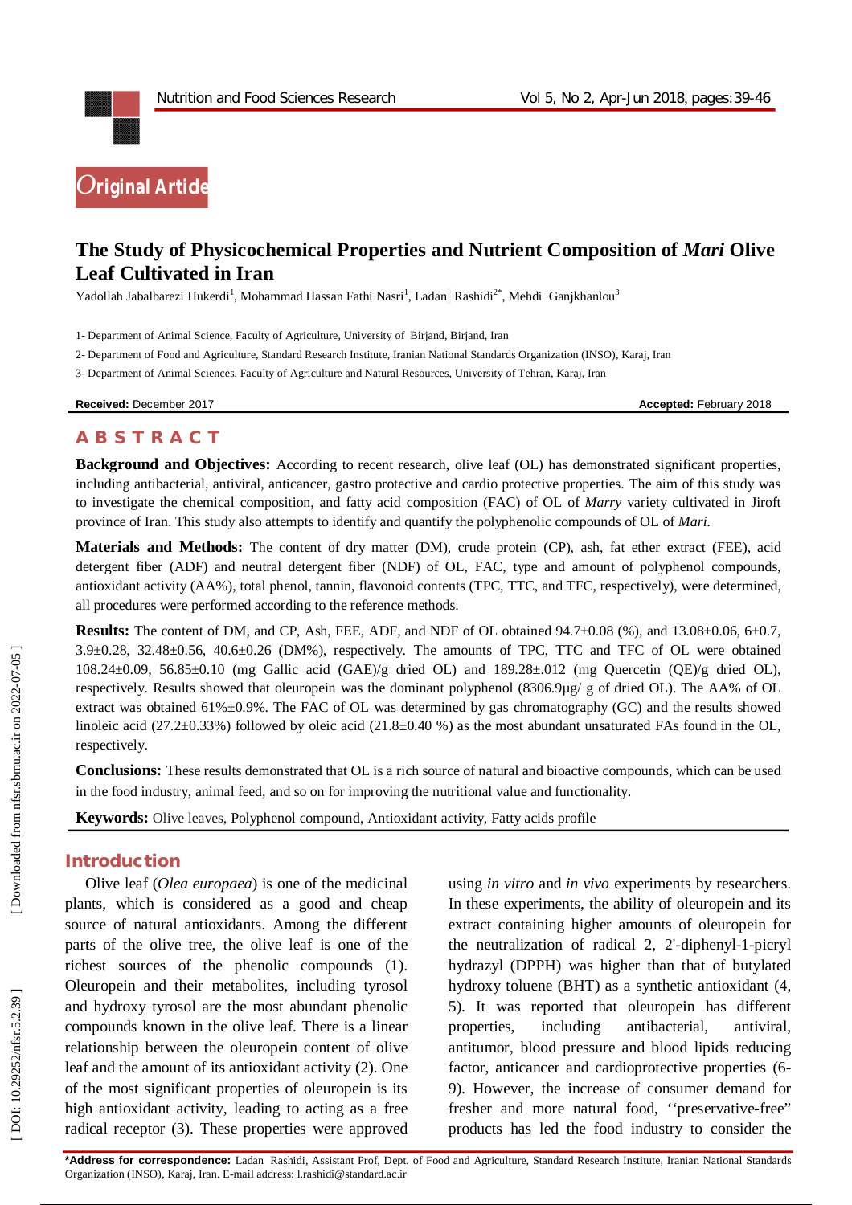Original Article

# The Study of Physicochemical Properties and Nutrient Composition of *Mari* Olive Leaf Cultivated in Iran

Yadollah Jabalbarezi Hukerdi[1], Mohammad Hassan Fathi Nasri[1], Ladan Rashidi[2*], Mehdi Ganjkhanlou[3]

1- Department of Animal Science, Faculty of Agriculture, University of Birjand, Birjand, Iran

2- Department of Food and Agriculture, Standard Research Institute, Iranian National Standards Organization (INSO), Karaj, Iran

3- Department of Animal Sciences, Faculty of Agriculture and Natural Resources, University of Tehran, Karaj, Iran

**Received:** December 2017 **Accepted:** February 2018

## ABSTRACT

**Background and Objectives:** According to recent research, olive leaf (OL) has demonstrated significant properties, including antibacterial, antiviral, anticancer, gastro protective and cardio protective properties. The aim of this study was to investigate the chemical composition, and fatty acid composition (FAC) of OL of *Marry* variety cultivated in Jiroft province of Iran. This study also attempts to identify and quantify the polyphenolic compounds of OL of *Mari.*

**Materials and Methods:** The content of dry matter (DM), crude protein (CP), ash, fat ether extract (FEE), acid detergent fiber (ADF) and neutral detergent fiber (NDF) of OL, FAC, type and amount of polyphenol compounds, antioxidant activity (AA%), total phenol, tannin, flavonoid contents (TPC, TTC, and TFC, respectively), were determined, all procedures were performed according to the reference methods.

**Results:** The content of DM, and CP, Ash, FEE, ADF, and NDF of OL obtained 94.7±0.08 (%), and 13.08±0.06, 6±0.7, 3.9±0.28, 32.48±0.56, 40.6±0.26 (DM%), respectively. The amounts of TPC, TTC and TFC of OL were obtained 108.24±0.09, 56.85±0.10 (mg Gallic acid (GAE)/g dried OL) and 189.28±.012 (mg Quercetin (QE)/g dried OL), respectively. Results showed that oleuropein was the dominant polyphenol (8306.9µg/ g of dried OL). The AA% of OL extract was obtained 61%±0.9%. The FAC of OL was determined by gas chromatography (GC) and the results showed linoleic acid (27.2±0.33%) followed by oleic acid (21.8±0.40 %) as the most abundant unsaturated FAs found in the OL, respectively.

**Conclusions:** These results demonstrated that OL is a rich source of natural and bioactive compounds, which can be used in the food industry, animal feed, and so on for improving the nutritional value and functionality.

**Keywords:** Olive leaves, Polyphenol compound, Antioxidant activity, Fatty acids profile

## Introduction

Olive leaf (*Olea europaea*) is one of the medicinal plants, which is considered as a good and cheap source of natural antioxidants. Among the different parts of the olive tree, the olive leaf is one of the richest sources of the phenolic compounds (1). Oleuropein and their metabolites, including tyrosol and hydroxy tyrosol are the most abundant phenolic compounds known in the olive leaf. There is a linear relationship between the oleuropein content of olive leaf and the amount of its antioxidant activity (2). One of the most significant properties of oleuropein is its high antioxidant activity, leading to acting as a free radical receptor (3). These properties were approved using *in vitro* and *in vivo* experiments by researchers. In these experiments, the ability of oleuropein and its extract containing higher amounts of oleuropein for the neutralization of radical 2, 2'-diphenyl-1-picryl hydrazyl (DPPH) was higher than that of butylated hydroxy toluene (BHT) as a synthetic antioxidant (4, 5). It was reported that oleuropein has different properties, including antibacterial, antiviral, antitumor, blood pressure and blood lipids reducing factor, anticancer and cardioprotective properties (6-9). However, the increase of consumer demand for fresher and more natural food, ''preservative-free" products has led the food industry to consider the

***Address for correspondence:** Ladan Rashidi, Assistant Prof, Dept. of Food and Agriculture, Standard Research Institute, Iranian National Standards Organization (INSO), Karaj, Iran. E-mail address: l.rashidi@standard.ac.ir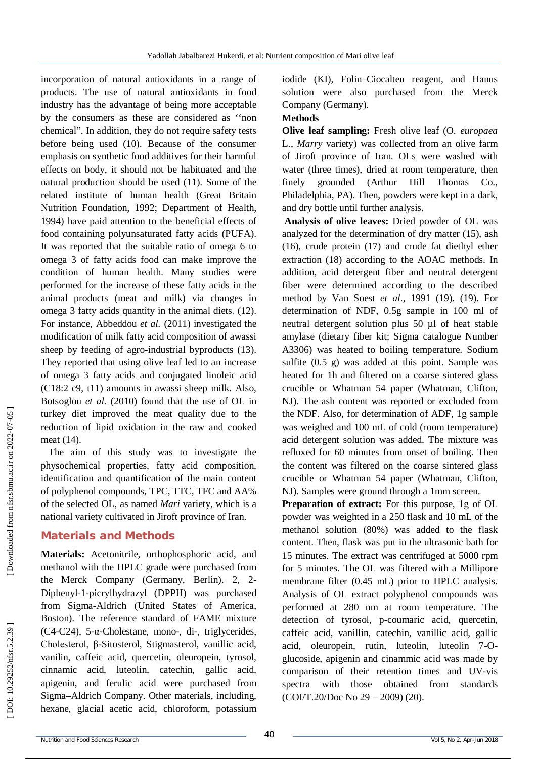incorporation of natural antioxidants in a range of products. The use of natural antioxidants in food industry has the advantage of being more acceptable by the consumers as these are considered as ''non chemical". In addition, they do not require safety tests before being used (10). Because of the consumer emphasis on synthetic food additives for their harmful effects on body, it should not be habituated and the natural production should be used (11). Some of the related institute of human health (Great Britain Nutrition Foundation, 1992; Department of Health, 1994) have paid attention to the beneficial effects of food containing polyunsaturated fatty acids (PUFA). It was reported that the suitable ratio of omega 6 to omega 3 of fatty acids food can make improve the condition of human health. Many studies were performed for the increase of these fatty acids in the animal products (meat and milk) via changes in omega 3 fatty acids quantity in the animal diets. (12). For instance, Abbeddou *et al.* (2011) investigated the modification of milk fatty acid composition of awassi sheep by feeding of agro-industrial byproducts (13). They reported that using olive leaf led to an increase of omega 3 fatty acids and conjugated linoleic acid (C18:2 c9, t11) amounts in awassi sheep milk. Also, Botsoglou *et al.* (2010) found that the use of OL in turkey diet improved the meat quality due to the reduction of lipid oxidation in the raw and cooked meat (14).

The aim of this study was to investigate the physochemical properties, fatty acid composition, identification and quantification of the main content of polyphenol compounds, TPC, TTC, TFC and AA% of the selected OL, as named *Mari* variety, which is a national variety cultivated in Jiroft province of Iran.

## Materials and Methods

**Materials:** Acetonitrile, orthophosphoric acid, and methanol with the HPLC grade were purchased from the Merck Company (Germany, Berlin). 2, 2-Diphenyl-1-picrylhydrazyl (DPPH) was purchased from Sigma-Aldrich (United States of America, Boston). The reference standard of FAME mixture (C4-C24), 5-α-Cholestane, mono-, di-, triglycerides, Cholesterol, β-Sitosterol, Stigmasterol, vanillic acid, vanilin, caffeic acid, quercetin, oleuropein, tyrosol, cinnamic acid, luteolin, catechin, gallic acid, apigenin, and ferulic acid were purchased from Sigma–Aldrich Company. Other materials, including, hexane, glacial acetic acid, chloroform, potassium iodide (KI), Folin–Ciocalteu reagent, and Hanus solution were also purchased from the Merck Company (Germany).

**Methods**

**Olive leaf sampling:** Fresh olive leaf (O. *europaea* L., *Marry* variety) was collected from an olive farm of Jiroft province of Iran. OLs were washed with water (three times), dried at room temperature, then finely grounded (Arthur Hill Thomas Co., Philadelphia, PA). Then, powders were kept in a dark, and dry bottle until further analysis.

**Analysis of olive leaves:** Dried powder of OL was analyzed for the determination of dry matter (15), ash (16), crude protein (17) and crude fat diethyl ether extraction (18) according to the AOAC methods. In addition, acid detergent fiber and neutral detergent fiber were determined according to the described method by Van Soest *et al*., 1991 (19). (19). For determination of NDF, 0.5g sample in 100 ml of neutral detergent solution plus 50 µl of heat stable amylase (dietary fiber kit; Sigma catalogue Number A3306) was heated to boiling temperature. Sodium sulfite (0.5 g) was added at this point. Sample was heated for 1h and filtered on a coarse sintered glass crucible or Whatman 54 paper (Whatman, Clifton, NJ). The ash content was reported or excluded from the NDF. Also, for determination of ADF, 1g sample was weighed and 100 mL of cold (room temperature) acid detergent solution was added. The mixture was refluxed for 60 minutes from onset of boiling. Then the content was filtered on the coarse sintered glass crucible or Whatman 54 paper (Whatman, Clifton, NJ). Samples were ground through a 1mm screen.

**Preparation of extract:** For this purpose, 1g of OL powder was weighted in a 250 flask and 10 mL of the methanol solution (80%) was added to the flask content. Then, flask was put in the ultrasonic bath for 15 minutes. The extract was centrifuged at 5000 rpm for 5 minutes. The OL was filtered with a Millipore membrane filter (0.45 mL) prior to HPLC analysis. Analysis of OL extract polyphenol compounds was performed at 280 nm at room temperature. The detection of tyrosol, p-coumaric acid, quercetin, caffeic acid, vanillin, catechin, vanillic acid, gallic acid, oleuropein, rutin, luteolin, luteolin 7-O-glucoside, apigenin and cinammic acid was made by comparison of their retention times and UV-vis spectra with those obtained from standards (COI/T.20/Doc No 29 – 2009) (20).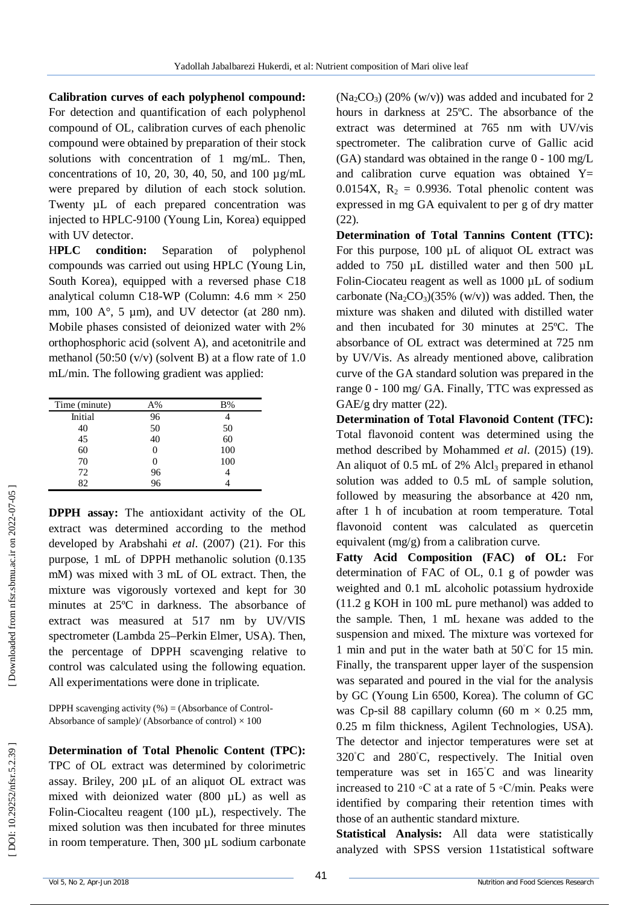**Calibration curves of each polyphenol compound:** For detection and quantification of each polyphenol compound of OL, calibration curves of each phenolic compound were obtained by preparation of their stock solutions with concentration of 1 mg/mL. Then, concentrations of 10, 20, 30, 40, 50, and 100 µg/mL were prepared by dilution of each stock solution. Twenty µL of each prepared concentration was injected to HPLC-9100 (Young Lin, Korea) equipped with UV detector.

**HPLC condition:** Separation of polyphenol compounds was carried out using HPLC (Young Lin, South Korea), equipped with a reversed phase C18 analytical column C18-WP (Column: 4.6 mm × 250 mm, 100 A°, 5 µm), and UV detector (at 280 nm). Mobile phases consisted of deionized water with 2% orthophosphoric acid (solvent A), and acetonitrile and methanol (50:50 (v/v) (solvent B) at a flow rate of 1.0 mL/min. The following gradient was applied:

| Time (minute) | A% | B% |
|---|---|---|
| Initial | 96 | 4 |
| 40 | 50 | 50 |
| 45 | 40 | 60 |
| 60 | 0 | 100 |
| 70 | 0 | 100 |
| 72 | 96 | 4 |
| 82 | 96 | 4 |

**DPPH assay:** The antioxidant activity of the OL extract was determined according to the method developed by Arabshahi *et al*. (2007) (21). For this purpose, 1 mL of DPPH methanolic solution (0.135 mM) was mixed with 3 mL of OL extract. Then, the mixture was vigorously vortexed and kept for 30 minutes at 25ºC in darkness. The absorbance of extract was measured at 517 nm by UV/VIS spectrometer (Lambda 25–Perkin Elmer, USA). Then, the percentage of DPPH scavenging relative to control was calculated using the following equation. All experimentations were done in triplicate.

DPPH scavenging activity (%) = (Absorbance of Control-Absorbance of sample)/ (Absorbance of control) × 100

**Determination of Total Phenolic Content (TPC):** TPC of OL extract was determined by colorimetric assay. Briley, 200 µL of an aliquot OL extract was mixed with deionized water (800 µL) as well as Folin-Ciocalteu reagent (100 µL), respectively. The mixed solution was then incubated for three minutes in room temperature. Then, 300 µL sodium carbonate ($Na_2CO_3$) (20% (w/v)) was added and incubated for 2 hours in darkness at 25ºC. The absorbance of the extract was determined at 765 nm with UV/vis spectrometer. The calibration curve of Gallic acid (GA) standard was obtained in the range 0 - 100 mg/L and calibration curve equation was obtained Y= 0.0154X, $R_2$ = 0.9936. Total phenolic content was expressed in mg GA equivalent to per g of dry matter (22).

**Determination of Total Tannins Content (TTC):** For this purpose, 100 µL of aliquot OL extract was added to 750 µL distilled water and then 500 µL Folin-Ciocateu reagent as well as 1000 µL of sodium carbonate ($Na_2CO_3$)(35% (w/v)) was added. Then, the mixture was shaken and diluted with distilled water and then incubated for 30 minutes at 25ºC. The absorbance of OL extract was determined at 725 nm by UV/Vis. As already mentioned above, calibration curve of the GA standard solution was prepared in the range 0 - 100 mg/ GA. Finally, TTC was expressed as GAE/g dry matter (22).

**Determination of Total Flavonoid Content (TFC):** Total flavonoid content was determined using the method described by Mohammed *et al*. (2015) (19). An aliquot of 0.5 mL of 2% $Alcl_3$ prepared in ethanol solution was added to 0.5 mL of sample solution, followed by measuring the absorbance at 420 nm, after 1 h of incubation at room temperature. Total flavonoid content was calculated as quercetin equivalent (mg/g) from a calibration curve.

**Fatty Acid Composition (FAC) of OL:** For determination of FAC of OL, 0.1 g of powder was weighted and 0.1 mL alcoholic potassium hydroxide (11.2 g KOH in 100 mL pure methanol) was added to the sample. Then, 1 mL hexane was added to the suspension and mixed. The mixture was vortexed for 1 min and put in the water bath at 50°C for 15 min. Finally, the transparent upper layer of the suspension was separated and poured in the vial for the analysis by GC (Young Lin 6500, Korea). The column of GC was Cp-sil 88 capillary column (60 m × 0.25 mm, 0.25 m film thickness, Agilent Technologies, USA). The detector and injector temperatures were set at 320°C and 280°C, respectively. The Initial oven temperature was set in 165°C and was linearity increased to 210 ◦C at a rate of 5 ◦C/min. Peaks were identified by comparing their retention times with those of an authentic standard mixture.

**Statistical Analysis:** All data were statistically analyzed with SPSS version 11statistical software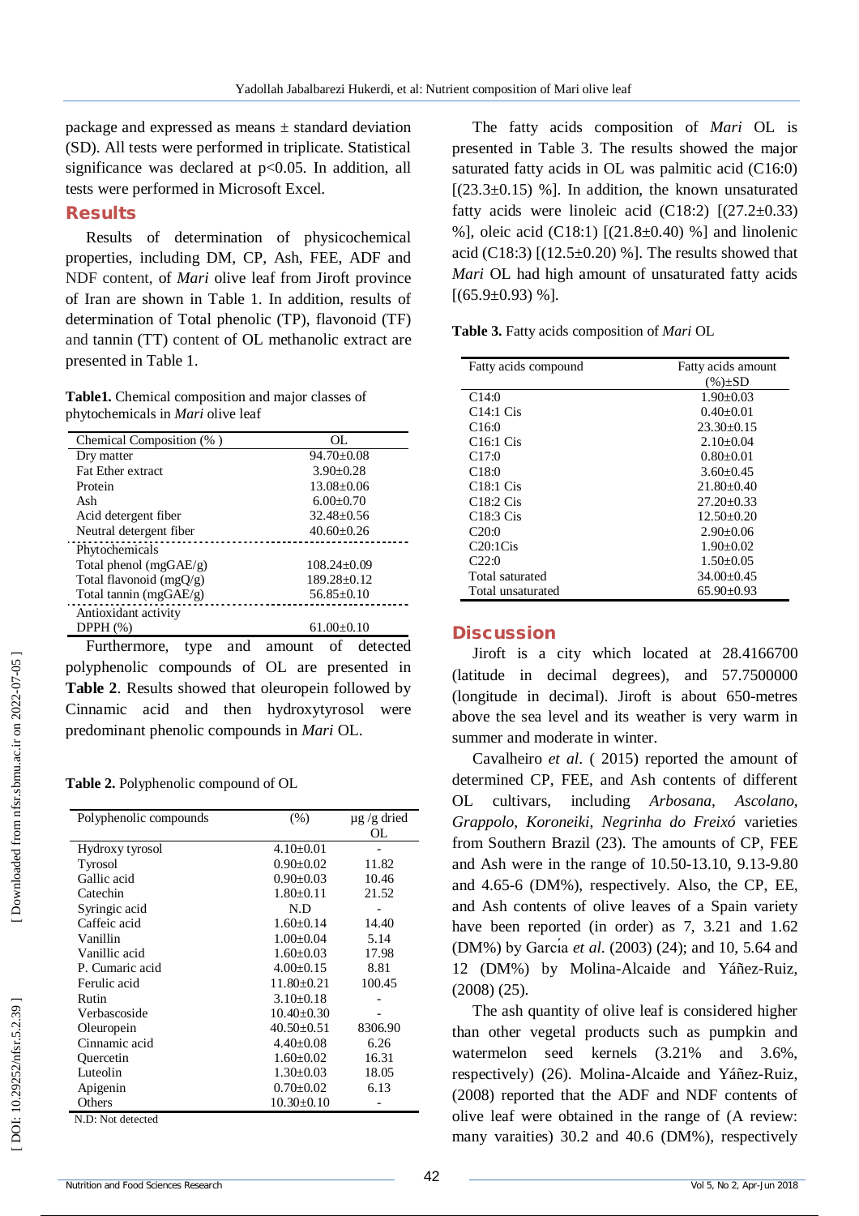package and expressed as means ± standard deviation (SD). All tests were performed in triplicate. Statistical significance was declared at $p<0.05$. In addition, all tests were performed in Microsoft Excel.

## Results

Results of determination of physicochemical properties, including DM, CP, Ash, FEE, ADF and NDF content, of *Mari* olive leaf from Jiroft province of Iran are shown in Table 1. In addition, results of determination of Total phenolic (TP), flavonoid (TF) and tannin (TT) content of OL methanolic extract are presented in Table 1.

**Table1.** Chemical composition and major classes of phytochemicals in *Mari* olive leaf

| Chemical Composition (% ) | OL |
|---|---|
| Dry matter | 94.70±0.08 |
| Fat Ether extract | 3.90±0.28 |
| Protein | 13.08±0.06 |
| Ash | 6.00±0.70 |
| Acid detergent fiber | 32.48±0.56 |
| Neutral detergent fiber | 40.60±0.26 |
| Phytochemicals | |
| Total phenol (mgGAE/g) | 108.24±0.09 |
| Total flavonoid (mgQ/g) | 189.28±0.12 |
| Total tannin (mgGAE/g) | 56.85±0.10 |
| Antioxidant activity | |
| DPPH (%) | 61.00±0.10 |

Furthermore, type and amount of detected polyphenolic compounds of OL are presented in **Table 2**. Results showed that oleuropein followed by Cinnamic acid and then hydroxytyrosol were predominant phenolic compounds in *Mari* OL.

**Table 2.** Polyphenolic compound of OL

| Polyphenolic compounds | (%) | µg /g dried OL |
|---|---|---|
| Hydroxy tyrosol | 4.10±0.01 | - |
| Tyrosol | 0.90±0.02 | 11.82 |
| Gallic acid | 0.90±0.03 | 10.46 |
| Catechin | 1.80±0.11 | 21.52 |
| Syringic acid | N.D | - |
| Caffeic acid | 1.60±0.14 | 14.40 |
| Vanillin | 1.00±0.04 | 5.14 |
| Vanillic acid | 1.60±0.03 | 17.98 |
| P. Cumaric acid | 4.00±0.15 | 8.81 |
| Ferulic acid | 11.80±0.21 | 100.45 |
| Rutin | 3.10±0.18 | - |
| Verbascoside | 10.40±0.30 | - |
| Oleuropein | 40.50±0.51 | 8306.90 |
| Cinnamic acid | 4.40±0.08 | 6.26 |
| Quercetin | 1.60±0.02 | 16.31 |
| Luteolin | 1.30±0.03 | 18.05 |
| Apigenin | 0.70±0.02 | 6.13 |
| Others | 10.30±0.10 | - |

N.D: Not detected

The fatty acids composition of *Mari* OL is presented in Table 3. The results showed the major saturated fatty acids in OL was palmitic acid (C16:0) [(23.3±0.15) %]. In addition, the known unsaturated fatty acids were linoleic acid (C18:2) [(27.2±0.33) %], oleic acid (C18:1) [(21.8±0.40) %] and linolenic acid (C18:3) [(12.5±0.20) %]. The results showed that *Mari* OL had high amount of unsaturated fatty acids [(65.9±0.93) %].

**Table 3.** Fatty acids composition of *Mari* OL

| Fatty acids compound | Fatty acids amount (%)±SD |
|---|---|
| C14:0 | 1.90±0.03 |
| C14:1 Cis | 0.40±0.01 |
| C16:0 | 23.30±0.15 |
| C16:1 Cis | 2.10±0.04 |
| C17:0 | 0.80±0.01 |
| C18:0 | 3.60±0.45 |
| C18:1 Cis | 21.80±0.40 |
| C18:2 Cis | 27.20±0.33 |
| C18:3 Cis | 12.50±0.20 |
| C20:0 | 2.90±0.06 |
| C20:1Cis | 1.90±0.02 |
| C22:0 | 1.50±0.05 |
| Total saturated | 34.00±0.45 |
| Total unsaturated | 65.90±0.93 |

## Discussion

Jiroft is a city which located at 28.4166700 (latitude in decimal degrees), and 57.7500000 (longitude in decimal). Jiroft is about 650-metres above the sea level and its weather is very warm in summer and moderate in winter.

Cavalheiro *et al*. ( 2015) reported the amount of determined CP, FEE, and Ash contents of different OL cultivars, including *Arbosana*, *Ascolano*, *Grappolo*, *Koroneiki*, *Negrinha do Freixó* varieties from Southern Brazil (23). The amounts of CP, FEE and Ash were in the range of 10.50-13.10, 9.13-9.80 and 4.65-6 (DM%), respectively. Also, the CP, EE, and Ash contents of olive leaves of a Spain variety have been reported (in order) as 7, 3.21 and 1.62 (DM%) by García *et al.* (2003) (24); and 10, 5.64 and 12 (DM%) by Molina-Alcaide and Yáñez-Ruiz, (2008) (25).

The ash quantity of olive leaf is considered higher than other vegetal products such as pumpkin and watermelon seed kernels (3.21% and 3.6%, respectively) (26). Molina-Alcaide and Yáñez-Ruiz, (2008) reported that the ADF and NDF contents of olive leaf were obtained in the range of (A review: many varaities) 30.2 and 40.6 (DM%), respectively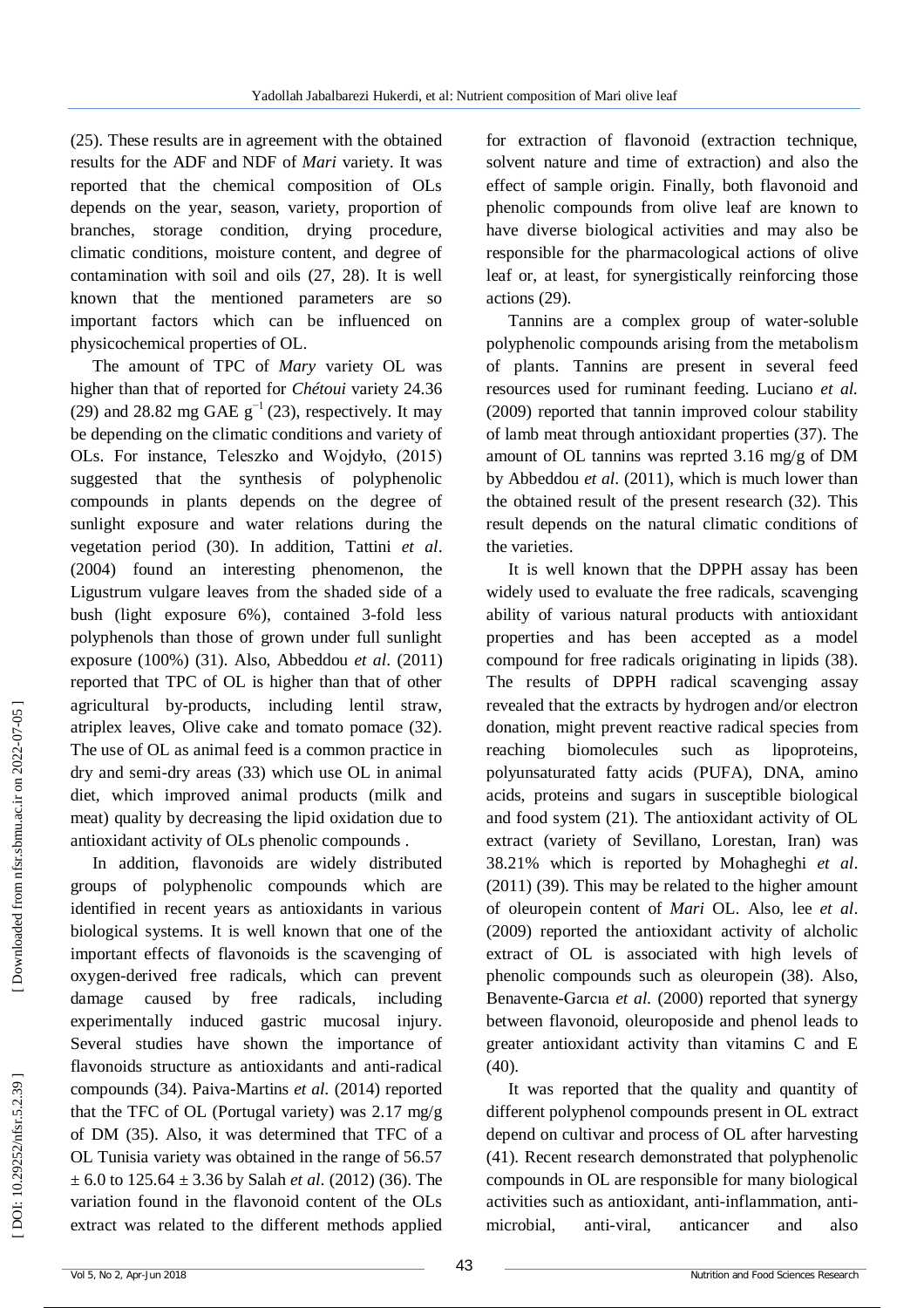(25). These results are in agreement with the obtained results for the ADF and NDF of *Mari* variety. It was reported that the chemical composition of OLs depends on the year, season, variety, proportion of branches, storage condition, drying procedure, climatic conditions, moisture content, and degree of contamination with soil and oils (27, 28). It is well known that the mentioned parameters are so important factors which can be influenced on physicochemical properties of OL.

The amount of TPC of *Mary* variety OL was higher than that of reported for *Chétoui* variety 24.36 (29) and 28.82 mg GAE $g^{-1}$ (23), respectively. It may be depending on the climatic conditions and variety of OLs. For instance, Teleszko and Wojdyło, (2015) suggested that the synthesis of polyphenolic compounds in plants depends on the degree of sunlight exposure and water relations during the vegetation period (30). In addition, Tattini *et al*. (2004) found an interesting phenomenon, the Ligustrum vulgare leaves from the shaded side of a bush (light exposure 6%), contained 3-fold less polyphenols than those of grown under full sunlight exposure (100%) (31). Also, Abbeddou *et al*. (2011) reported that TPC of OL is higher than that of other agricultural by-products, including lentil straw, atriplex leaves, Olive cake and tomato pomace (32). The use of OL as animal feed is a common practice in dry and semi-dry areas (33) which use OL in animal diet, which improved animal products (milk and meat) quality by decreasing the lipid oxidation due to antioxidant activity of OLs phenolic compounds .

In addition, flavonoids are widely distributed groups of polyphenolic compounds which are identified in recent years as antioxidants in various biological systems. It is well known that one of the important effects of flavonoids is the scavenging of oxygen-derived free radicals, which can prevent damage caused by free radicals, including experimentally induced gastric mucosal injury. Several studies have shown the importance of flavonoids structure as antioxidants and anti-radical compounds (34). Paiva-Martins *et al*. (2014) reported that the TFC of OL (Portugal variety) was 2.17 mg/g of DM (35). Also, it was determined that TFC of a OL Tunisia variety was obtained in the range of 56.57 ± 6.0 to 125.64 ± 3.36 by Salah *et al*. (2012) (36). The variation found in the flavonoid content of the OLs extract was related to the different methods applied for extraction of flavonoid (extraction technique, solvent nature and time of extraction) and also the effect of sample origin. Finally, both flavonoid and phenolic compounds from olive leaf are known to have diverse biological activities and may also be responsible for the pharmacological actions of olive leaf or, at least, for synergistically reinforcing those actions (29).

Tannins are a complex group of water-soluble polyphenolic compounds arising from the metabolism of plants. Tannins are present in several feed resources used for ruminant feeding. Luciano *et al.* (2009) reported that tannin improved colour stability of lamb meat through antioxidant properties (37). The amount of OL tannins was reprted 3.16 mg/g of DM by Abbeddou *et al*. (2011), which is much lower than the obtained result of the present research (32). This result depends on the natural climatic conditions of the varieties.

It is well known that the DPPH assay has been widely used to evaluate the free radicals, scavenging ability of various natural products with antioxidant properties and has been accepted as a model compound for free radicals originating in lipids (38). The results of DPPH radical scavenging assay revealed that the extracts by hydrogen and/or electron donation, might prevent reactive radical species from reaching biomolecules such as lipoproteins, polyunsaturated fatty acids (PUFA), DNA, amino acids, proteins and sugars in susceptible biological and food system (21). The antioxidant activity of OL extract (variety of Sevillano, Lorestan, Iran) was 38.21% which is reported by Mohagheghi *et al*. (2011) (39). This may be related to the higher amount of oleuropein content of *Mari* OL. Also, lee *et al*. (2009) reported the antioxidant activity of alcholic extract of OL is associated with high levels of phenolic compounds such as oleuropein (38). Also, Benavente-Garcıa *et al.* (2000) reported that synergy between flavonoid, oleuroposide and phenol leads to greater antioxidant activity than vitamins C and E (40).

It was reported that the quality and quantity of different polyphenol compounds present in OL extract depend on cultivar and process of OL after harvesting (41). Recent research demonstrated that polyphenolic compounds in OL are responsible for many biological activities such as antioxidant, anti-inflammation, anti-microbial, anti-viral, anticancer and also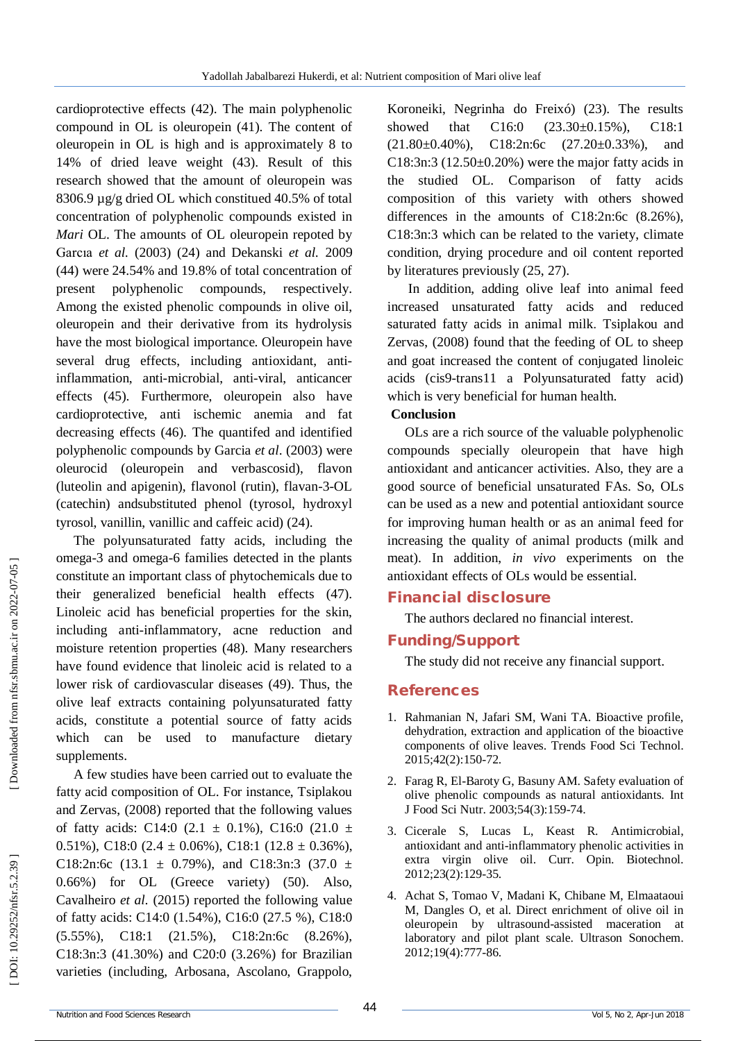cardioprotective effects (42). The main polyphenolic compound in OL is oleuropein (41). The content of oleuropein in OL is high and is approximately 8 to 14% of dried leave weight (43). Result of this research showed that the amount of oleuropein was 8306.9 µg/g dried OL which constitued 40.5% of total concentration of polyphenolic compounds existed in *Mari* OL. The amounts of OL oleuropein repoted by Garcıa *et al.* (2003) (24) and Dekanski *et al.* 2009 (44) were 24.54% and 19.8% of total concentration of present polyphenolic compounds, respectively. Among the existed phenolic compounds in olive oil, oleuropein and their derivative from its hydrolysis have the most biological importance. Oleuropein have several drug effects, including antioxidant, anti-inflammation, anti-microbial, anti-viral, anticancer effects (45). Furthermore, oleuropein also have cardioprotective, anti ischemic anemia and fat decreasing effects (46). The quantifed and identified polyphenolic compounds by Garcia *et al*. (2003) were oleurocid (oleuropein and verbascosid), flavon (luteolin and apigenin), flavonol (rutin), flavan-3-OL (catechin) andsubstituted phenol (tyrosol, hydroxyl tyrosol, vanillin, vanillic and caffeic acid) (24).

The polyunsaturated fatty acids, including the omega-3 and omega-6 families detected in the plants constitute an important class of phytochemicals due to their generalized beneficial health effects (47). Linoleic acid has beneficial properties for the skin, including anti-inflammatory, acne reduction and moisture retention properties (48). Many researchers have found evidence that linoleic acid is related to a lower risk of cardiovascular diseases (49). Thus, the olive leaf extracts containing polyunsaturated fatty acids, constitute a potential source of fatty acids which can be used to manufacture dietary supplements.

A few studies have been carried out to evaluate the fatty acid composition of OL. For instance, Tsiplakou and Zervas, (2008) reported that the following values of fatty acids: C14:0 (2.1 ± 0.1%), C16:0 (21.0 ± 0.51%), C18:0 (2.4 ± 0.06%), C18:1 (12.8 ± 0.36%), C18:2n:6c (13.1 ± 0.79%), and C18:3n:3 (37.0 ± 0.66%) for OL (Greece variety) (50). Also, Cavalheiro *et al.* (2015) reported the following value of fatty acids: C14:0 (1.54%), C16:0 (27.5 %), C18:0 (5.55%), C18:1 (21.5%), C18:2n:6c (8.26%), C18:3n:3 (41.30%) and C20:0 (3.26%) for Brazilian varieties (including, Arbosana, Ascolano, Grappolo, Koroneiki, Negrinha do Freixó) (23). The results showed that C16:0 (23.30±0.15%), C18:1 (21.80±0.40%), C18:2n:6c (27.20±0.33%), and C18:3n:3 (12.50±0.20%) were the major fatty acids in the studied OL. Comparison of fatty acids composition of this variety with others showed differences in the amounts of C18:2n:6c (8.26%), C18:3n:3 which can be related to the variety, climate condition, drying procedure and oil content reported by literatures previously (25, 27).

In addition, adding olive leaf into animal feed increased unsaturated fatty acids and reduced saturated fatty acids in animal milk. Tsiplakou and Zervas, (2008) found that the feeding of OL to sheep and goat increased the content of conjugated linoleic acids (cis9-trans11 a Polyunsaturated fatty acid) which is very beneficial for human health.

**Conclusion**

OLs are a rich source of the valuable polyphenolic compounds specially oleuropein that have high antioxidant and anticancer activities. Also, they are a good source of beneficial unsaturated FAs. So, OLs can be used as a new and potential antioxidant source for improving human health or as an animal feed for increasing the quality of animal products (milk and meat). In addition, *in vivo* experiments on the antioxidant effects of OLs would be essential.

## Financial disclosure

The authors declared no financial interest.

## Funding/Support

The study did not receive any financial support.

## References

1. Rahmanian N, Jafari SM, Wani TA. Bioactive profile, dehydration, extraction and application of the bioactive components of olive leaves. Trends Food Sci Technol. 2015;42(2):150-72.
2. Farag R, El-Baroty G, Basuny AM. Safety evaluation of olive phenolic compounds as natural antioxidants. Int J Food Sci Nutr. 2003;54(3):159-74.
3. Cicerale S, Lucas L, Keast R. Antimicrobial, antioxidant and anti-inflammatory phenolic activities in extra virgin olive oil. Curr. Opin. Biotechnol. 2012;23(2):129-35.
4. Achat S, Tomao V, Madani K, Chibane M, Elmaataoui M, Dangles O, et al. Direct enrichment of olive oil in oleuropein by ultrasound-assisted maceration at laboratory and pilot plant scale. Ultrason Sonochem. 2012;19(4):777-86.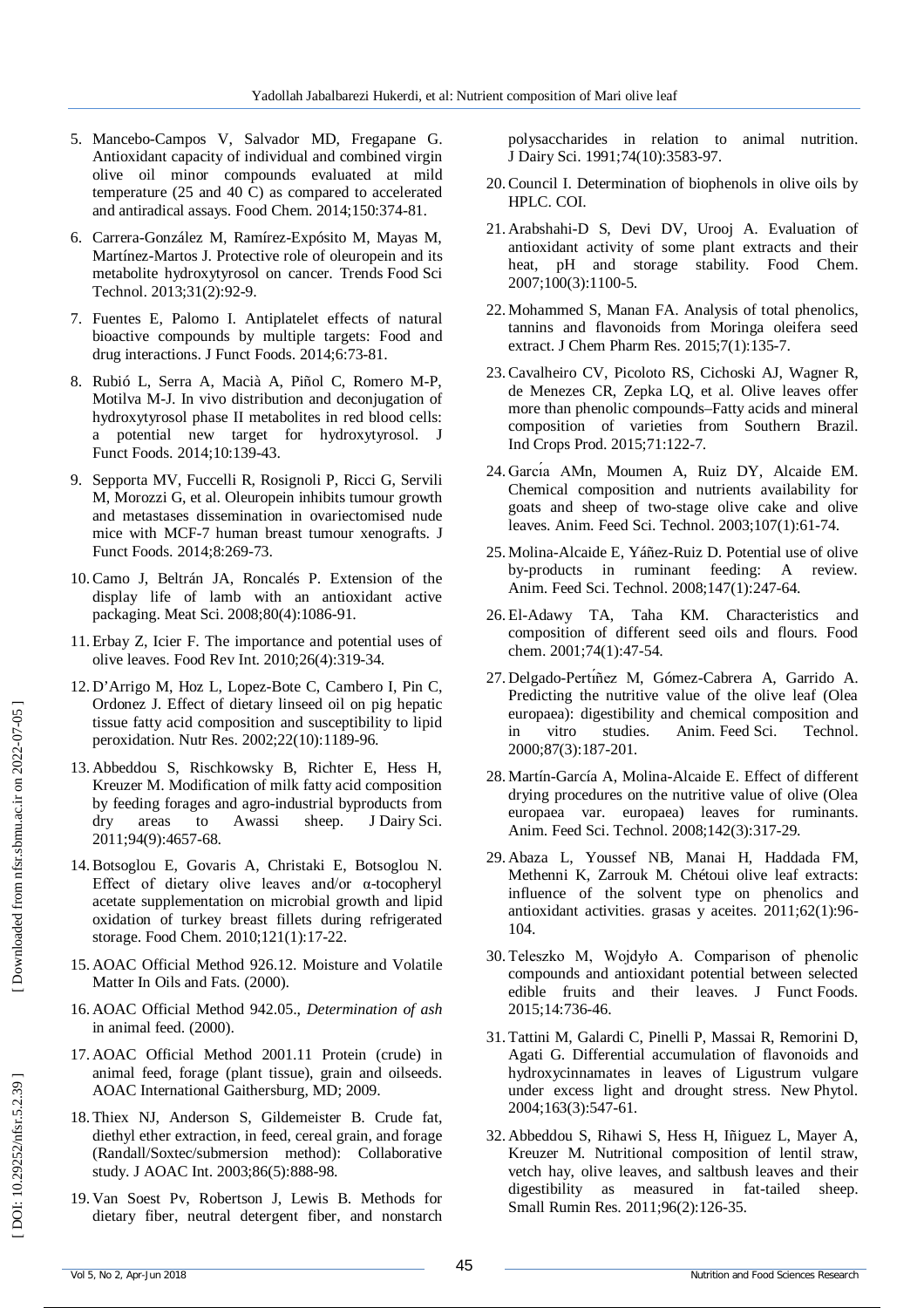5. Mancebo-Campos V, Salvador MD, Fregapane G. Antioxidant capacity of individual and combined virgin olive oil minor compounds evaluated at mild temperature (25 and 40 C) as compared to accelerated and antiradical assays. Food Chem. 2014;150:374-81.

6. Carrera-González M, Ramírez-Expósito M, Mayas M, Martínez-Martos J. Protective role of oleuropein and its metabolite hydroxytyrosol on cancer. Trends Food Sci Technol. 2013;31(2):92-9.

7. Fuentes E, Palomo I. Antiplatelet effects of natural bioactive compounds by multiple targets: Food and drug interactions. J Funct Foods. 2014;6:73-81.

8. Rubió L, Serra A, Macià A, Piñol C, Romero M-P, Motilva M-J. In vivo distribution and deconjugation of hydroxytyrosol phase II metabolites in red blood cells: a potential new target for hydroxytyrosol. J Funct Foods. 2014;10:139-43.

9. Sepporta MV, Fuccelli R, Rosignoli P, Ricci G, Servili M, Morozzi G, et al. Oleuropein inhibits tumour growth and metastases dissemination in ovariectomised nude mice with MCF-7 human breast tumour xenografts. J Funct Foods. 2014;8:269-73.

10. Camo J, Beltrán JA, Roncalés P. Extension of the display life of lamb with an antioxidant active packaging. Meat Sci. 2008;80(4):1086-91.

11. Erbay Z, Icier F. The importance and potential uses of olive leaves. Food Rev Int. 2010;26(4):319-34.

12. D'Arrigo M, Hoz L, Lopez-Bote C, Cambero I, Pin C, Ordonez J. Effect of dietary linseed oil on pig hepatic tissue fatty acid composition and susceptibility to lipid peroxidation. Nutr Res. 2002;22(10):1189-96.

13. Abbeddou S, Rischkowsky B, Richter E, Hess H, Kreuzer M. Modification of milk fatty acid composition by feeding forages and agro-industrial byproducts from dry areas to Awassi sheep. J Dairy Sci. 2011;94(9):4657-68.

14. Botsoglou E, Govaris A, Christaki E, Botsoglou N. Effect of dietary olive leaves and/or α-tocopheryl acetate supplementation on microbial growth and lipid oxidation of turkey breast fillets during refrigerated storage. Food Chem. 2010;121(1):17-22.

15. AOAC Official Method 926.12. Moisture and Volatile Matter In Oils and Fats. (2000).

16. AOAC Official Method 942.05., *Determination of ash* in animal feed. (2000).

17. AOAC Official Method 2001.11 Protein (crude) in animal feed, forage (plant tissue), grain and oilseeds. AOAC International Gaithersburg, MD; 2009.

18. Thiex NJ, Anderson S, Gildemeister B. Crude fat, diethyl ether extraction, in feed, cereal grain, and forage (Randall/Soxtec/submersion method): Collaborative study. J AOAC Int. 2003;86(5):888-98.

19. Van Soest Pv, Robertson J, Lewis B. Methods for dietary fiber, neutral detergent fiber, and nonstarch polysaccharides in relation to animal nutrition. J Dairy Sci. 1991;74(10):3583-97.

20. Council I. Determination of biophenols in olive oils by HPLC. COI.

21. Arabshahi-D S, Devi DV, Urooj A. Evaluation of antioxidant activity of some plant extracts and their heat, pH and storage stability. Food Chem. 2007;100(3):1100-5.

22. Mohammed S, Manan FA. Analysis of total phenolics, tannins and flavonoids from Moringa oleifera seed extract. J Chem Pharm Res. 2015;7(1):135-7.

23. Cavalheiro CV, Picoloto RS, Cichoski AJ, Wagner R, de Menezes CR, Zepka LQ, et al. Olive leaves offer more than phenolic compounds–Fatty acids and mineral composition of varieties from Southern Brazil. Ind Crops Prod. 2015;71:122-7.

24. García AMn, Moumen A, Ruiz DY, Alcaide EM. Chemical composition and nutrients availability for goats and sheep of two-stage olive cake and olive leaves. Anim. Feed Sci. Technol. 2003;107(1):61-74.

25. Molina-Alcaide E, Yáñez-Ruiz D. Potential use of olive by-products in ruminant feeding: A review. Anim. Feed Sci. Technol. 2008;147(1):247-64.

26. El-Adawy TA, Taha KM. Characteristics and composition of different seed oils and flours. Food chem. 2001;74(1):47-54.

27. Delgado-Pertíñez M, Gómez-Cabrera A, Garrido A. Predicting the nutritive value of the olive leaf (Olea europaea): digestibility and chemical composition and in vitro studies. Anim. Feed Sci. Technol. 2000;87(3):187-201.

28. Martín-García A, Molina-Alcaide E. Effect of different drying procedures on the nutritive value of olive (Olea europaea var. europaea) leaves for ruminants. Anim. Feed Sci. Technol. 2008;142(3):317-29.

29. Abaza L, Youssef NB, Manai H, Haddada FM, Methenni K, Zarrouk M. Chétoui olive leaf extracts: influence of the solvent type on phenolics and antioxidant activities. grasas y aceites. 2011;62(1):96-104.

30. Teleszko M, Wojdyło A. Comparison of phenolic compounds and antioxidant potential between selected edible fruits and their leaves. J Funct Foods. 2015;14:736-46.

31. Tattini M, Galardi C, Pinelli P, Massai R, Remorini D, Agati G. Differential accumulation of flavonoids and hydroxycinnamates in leaves of Ligustrum vulgare under excess light and drought stress. New Phytol. 2004;163(3):547-61.

32. Abbeddou S, Rihawi S, Hess H, Iñiguez L, Mayer A, Kreuzer M. Nutritional composition of lentil straw, vetch hay, olive leaves, and saltbush leaves and their digestibility as measured in fat-tailed sheep. Small Rumin Res. 2011;96(2):126-35.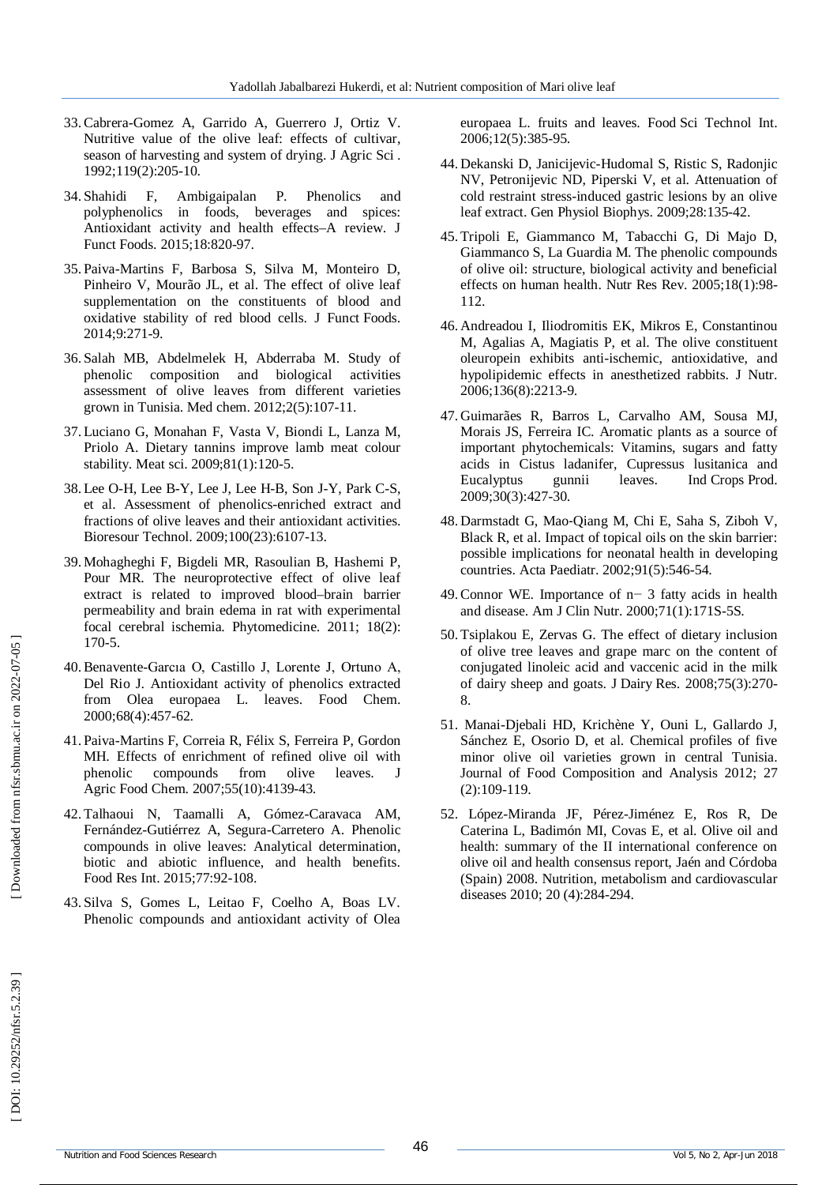33. Cabrera-Gomez A, Garrido A, Guerrero J, Ortiz V. Nutritive value of the olive leaf: effects of cultivar, season of harvesting and system of drying. J Agric Sci . 1992;119(2):205-10.

34. Shahidi F, Ambigaipalan P. Phenolics and polyphenolics in foods, beverages and spices: Antioxidant activity and health effects–A review. J Funct Foods. 2015;18:820-97.

35. Paiva-Martins F, Barbosa S, Silva M, Monteiro D, Pinheiro V, Mourão JL, et al. The effect of olive leaf supplementation on the constituents of blood and oxidative stability of red blood cells. J Funct Foods. 2014;9:271-9.

36. Salah MB, Abdelmelek H, Abderraba M. Study of phenolic composition and biological activities assessment of olive leaves from different varieties grown in Tunisia. Med chem. 2012;2(5):107-11.

37. Luciano G, Monahan F, Vasta V, Biondi L, Lanza M, Priolo A. Dietary tannins improve lamb meat colour stability. Meat sci. 2009;81(1):120-5.

38. Lee O-H, Lee B-Y, Lee J, Lee H-B, Son J-Y, Park C-S, et al. Assessment of phenolics-enriched extract and fractions of olive leaves and their antioxidant activities. Bioresour Technol. 2009;100(23):6107-13.

39. Mohagheghi F, Bigdeli MR, Rasoulian B, Hashemi P, Pour MR. The neuroprotective effect of olive leaf extract is related to improved blood–brain barrier permeability and brain edema in rat with experimental focal cerebral ischemia. Phytomedicine. 2011; 18(2): 170-5.

40. Benavente-Garcıa O, Castillo J, Lorente J, Ortuno A, Del Rio J. Antioxidant activity of phenolics extracted from Olea europaea L. leaves. Food Chem. 2000;68(4):457-62.

41. Paiva-Martins F, Correia R, Félix S, Ferreira P, Gordon MH. Effects of enrichment of refined olive oil with phenolic compounds from olive leaves. J Agric Food Chem. 2007;55(10):4139-43.

42. Talhaoui N, Taamalli A, Gómez-Caravaca AM, Fernández-Gutiérrez A, Segura-Carretero A. Phenolic compounds in olive leaves: Analytical determination, biotic and abiotic influence, and health benefits. Food Res Int. 2015;77:92-108.

43. Silva S, Gomes L, Leitao F, Coelho A, Boas LV. Phenolic compounds and antioxidant activity of Olea europaea L. fruits and leaves. Food Sci Technol Int. 2006;12(5):385-95.

44. Dekanski D, Janicijevic-Hudomal S, Ristic S, Radonjic NV, Petronijevic ND, Piperski V, et al. Attenuation of cold restraint stress-induced gastric lesions by an olive leaf extract. Gen Physiol Biophys. 2009;28:135-42.

45. Tripoli E, Giammanco M, Tabacchi G, Di Majo D, Giammanco S, La Guardia M. The phenolic compounds of olive oil: structure, biological activity and beneficial effects on human health. Nutr Res Rev. 2005;18(1):98-112.

46. Andreadou I, Iliodromitis EK, Mikros E, Constantinou M, Agalias A, Magiatis P, et al. The olive constituent oleuropein exhibits anti-ischemic, antioxidative, and hypolipidemic effects in anesthetized rabbits. J Nutr. 2006;136(8):2213-9.

47. Guimarães R, Barros L, Carvalho AM, Sousa MJ, Morais JS, Ferreira IC. Aromatic plants as a source of important phytochemicals: Vitamins, sugars and fatty acids in Cistus ladanifer, Cupressus lusitanica and Eucalyptus gunnii leaves. Ind Crops Prod. 2009;30(3):427-30.

48. Darmstadt G, Mao-Qiang M, Chi E, Saha S, Ziboh V, Black R, et al. Impact of topical oils on the skin barrier: possible implications for neonatal health in developing countries. Acta Paediatr. 2002;91(5):546-54.

49. Connor WE. Importance of n− 3 fatty acids in health and disease. Am J Clin Nutr. 2000;71(1):171S-5S.

50. Tsiplakou E, Zervas G. The effect of dietary inclusion of olive tree leaves and grape marc on the content of conjugated linoleic acid and vaccenic acid in the milk of dairy sheep and goats. J Dairy Res. 2008;75(3):270-8.

51. Manai-Djebali HD, Krichène Y, Ouni L, Gallardo J, Sánchez E, Osorio D, et al. Chemical profiles of five minor olive oil varieties grown in central Tunisia. Journal of Food Composition and Analysis 2012; 27 (2):109-119.

52. López-Miranda JF, Pérez-Jiménez E, Ros R, De Caterina L, Badimón MI, Covas E, et al. Olive oil and health: summary of the II international conference on olive oil and health consensus report, Jaén and Córdoba (Spain) 2008. Nutrition, metabolism and cardiovascular diseases 2010; 20 (4):284-294.